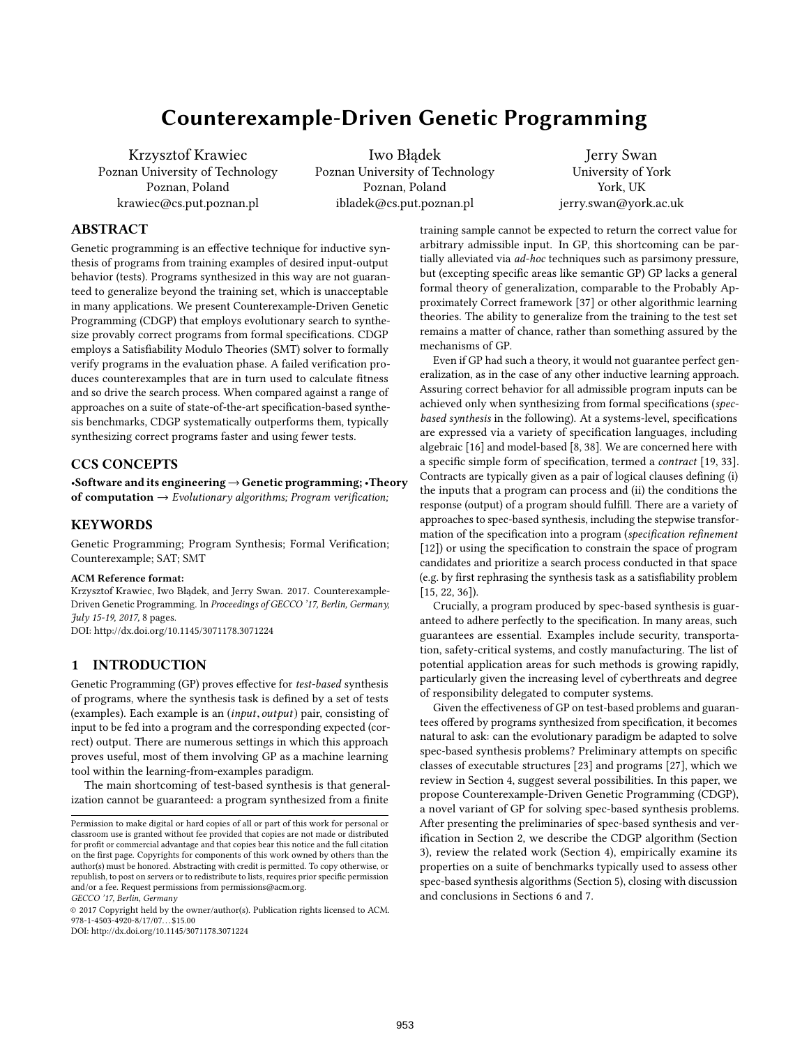# Counterexample-Driven Genetic Programming

Krzysztof Krawiec
Poznan University of Technology
Poznan, Poland
krawiec@cs.put.poznan.pl

Iwo Błądek
Poznan University of Technology
Poznan, Poland
ibladek@cs.put.poznan.pl

Jerry Swan
University of York
York, UK
jerry.swan@york.ac.uk

## ABSTRACT

Genetic programming is an effective technique for inductive synthesis of programs from training examples of desired input-output behavior (tests). Programs synthesized in this way are not guaranteed to generalize beyond the training set, which is unacceptable in many applications. We present Counterexample-Driven Genetic Programming (CDGP) that employs evolutionary search to synthesize provably correct programs from formal specifications. CDGP employs a Satisfiability Modulo Theories (SMT) solver to formally verify programs in the evaluation phase. A failed verification produces counterexamples that are in turn used to calculate fitness and so drive the search process. When compared against a range of approaches on a suite of state-of-the-art specification-based synthesis benchmarks, CDGP systematically outperforms them, typically synthesizing correct programs faster and using fewer tests.

## CCS CONCEPTS

**•Software and its engineering → Genetic programming; •Theory of computation →** *Evolutionary algorithms; Program verification;*

## KEYWORDS

Genetic Programming; Program Synthesis; Formal Verification; Counterexample; SAT; SMT

**ACM Reference format:**
Krzysztof Krawiec, Iwo Błądek, and Jerry Swan. 2017. Counterexample-Driven Genetic Programming. In *Proceedings of GECCO '17, Berlin, Germany, July 15-19, 2017,* 8 pages.
DOI: http://dx.doi.org/10.1145/3071178.3071224

## 1 INTRODUCTION

Genetic Programming (GP) proves effective for *test-based* synthesis of programs, where the synthesis task is defined by a set of tests (examples). Each example is an (*input*, *output*) pair, consisting of input to be fed into a program and the corresponding expected (correct) output. There are numerous settings in which this approach proves useful, most of them involving GP as a machine learning tool within the learning-from-examples paradigm.

The main shortcoming of test-based synthesis is that generalization cannot be guaranteed: a program synthesized from a finite training sample cannot be expected to return the correct value for arbitrary admissible input. In GP, this shortcoming can be partially alleviated via *ad-hoc* techniques such as parsimony pressure, but (excepting specific areas like semantic GP) GP lacks a general formal theory of generalization, comparable to the Probably Approximately Correct framework [37] or other algorithmic learning theories. The ability to generalize from the training to the test set remains a matter of chance, rather than something assured by the mechanisms of GP.

Even if GP had such a theory, it would not guarantee perfect generalization, as in the case of any other inductive learning approach. Assuring correct behavior for all admissible program inputs can be achieved only when synthesizing from formal specifications (*spec-based synthesis* in the following). At a systems-level, specifications are expressed via a variety of specification languages, including algebraic [16] and model-based [8, 38]. We are concerned here with a specific simple form of specification, termed a *contract* [19, 33]. Contracts are typically given as a pair of logical clauses defining (i) the inputs that a program can process and (ii) the conditions the response (output) of a program should fulfill. There are a variety of approaches to spec-based synthesis, including the stepwise transformation of the specification into a program (*specification refinement* [12]) or using the specification to constrain the space of program candidates and prioritize a search process conducted in that space (e.g. by first rephrasing the synthesis task as a satisfiability problem [15, 22, 36]).

Crucially, a program produced by spec-based synthesis is guaranteed to adhere perfectly to the specification. In many areas, such guarantees are essential. Examples include security, transportation, safety-critical systems, and costly manufacturing. The list of potential application areas for such methods is growing rapidly, particularly given the increasing level of cyberthreats and degree of responsibility delegated to computer systems.

Given the effectiveness of GP on test-based problems and guarantees offered by programs synthesized from specification, it becomes natural to ask: can the evolutionary paradigm be adapted to solve spec-based synthesis problems? Preliminary attempts on specific classes of executable structures [23] and programs [27], which we review in Section 4, suggest several possibilities. In this paper, we propose Counterexample-Driven Genetic Programming (CDGP), a novel variant of GP for solving spec-based synthesis problems. After presenting the preliminaries of spec-based synthesis and verification in Section 2, we describe the CDGP algorithm (Section 3), review the related work (Section 4), empirically examine its properties on a suite of benchmarks typically used to assess other spec-based synthesis algorithms (Section 5), closing with discussion and conclusions in Sections 6 and 7.

Permission to make digital or hard copies of all or part of this work for personal or classroom use is granted without fee provided that copies are not made or distributed for profit or commercial advantage and that copies bear this notice and the full citation on the first page. Copyrights for components of this work owned by others than the author(s) must be honored. Abstracting with credit is permitted. To copy otherwise, or republish, to post on servers or to redistribute to lists, requires prior specific permission and/or a fee. Request permissions from permissions@acm.org.
*GECCO '17, Berlin, Germany*
© 2017 Copyright held by the owner/author(s). Publication rights licensed to ACM. 978-1-4503-4920-8/17/07…$15.00
DOI: http://dx.doi.org/10.1145/3071178.3071224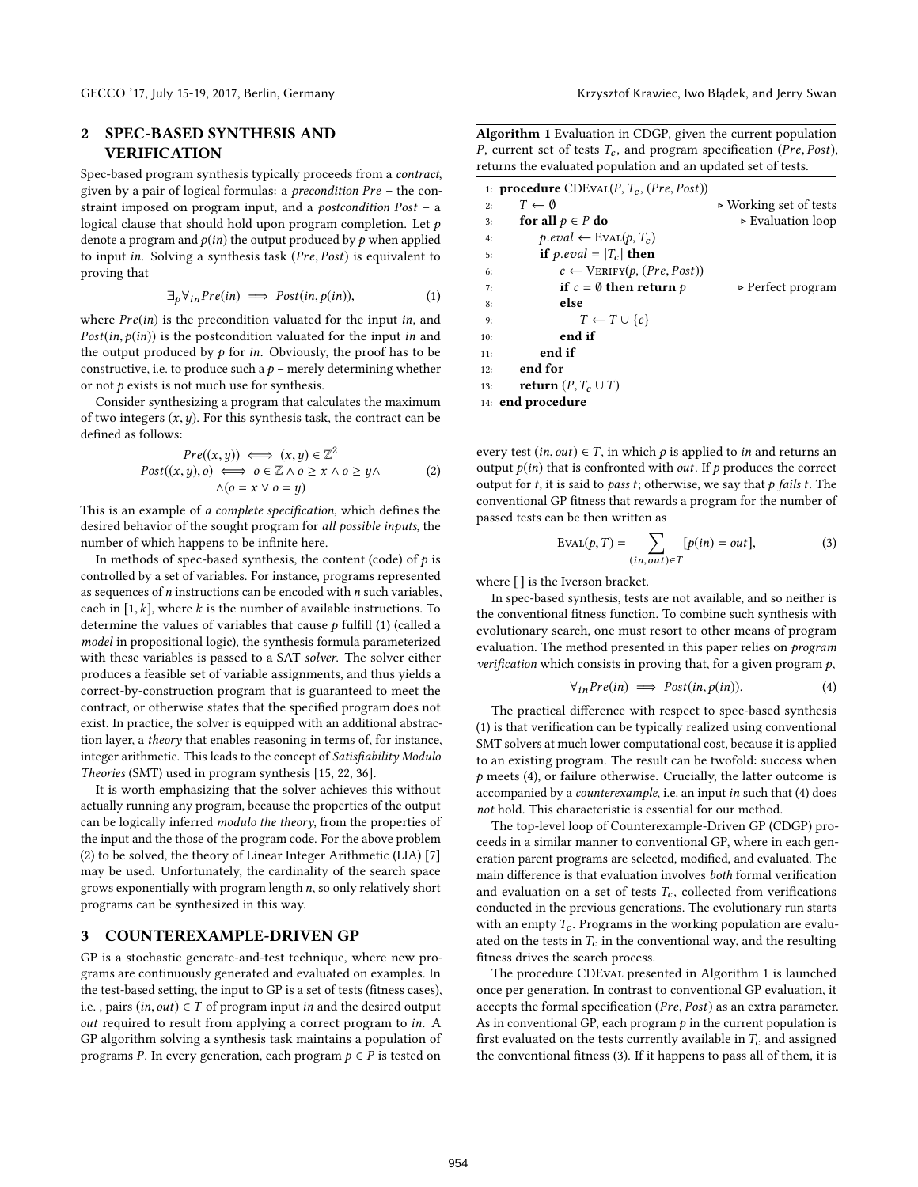## 2 SPEC-BASED SYNTHESIS AND VERIFICATION

Spec-based program synthesis typically proceeds from a *contract*, given by a pair of logical formulas: a *precondition* $Pre$ – the constraint imposed on program input, and a *postcondition* $Post$ – a logical clause that should hold upon program completion. Let $p$ denote a program and $p(in)$ the output produced by $p$ when applied to input $in$. Solving a synthesis task $(Pre, Post)$ is equivalent to proving that

$$\exists_p \forall_{in} Pre(in) \implies Post(in, p(in)), \tag{1}$$

where $Pre(in)$ is the precondition valuated for the input $in$, and $Post(in, p(in))$ is the postcondition valuated for the input $in$ and the output produced by $p$ for $in$. Obviously, the proof has to be constructive, i.e. to produce such a $p$ – merely determining whether or not $p$ exists is not much use for synthesis.

Consider synthesizing a program that calculates the maximum of two integers $(x, y)$. For this synthesis task, the contract can be defined as follows:

$$\begin{aligned} Pre((x,y)) &\iff (x,y) \in \mathbb{Z}^2 \\ Post((x,y),o) &\iff o \in \mathbb{Z} \wedge o \geq x \wedge o \geq y \wedge \\ &\wedge (o = x \vee o = y) \end{aligned} \tag{2}$$

This is an example of *a complete specification*, which defines the desired behavior of the sought program for *all possible inputs*, the number of which happens to be infinite here.

In methods of spec-based synthesis, the content (code) of $p$ is controlled by a set of variables. For instance, programs represented as sequences of $n$ instructions can be encoded with $n$ such variables, each in $[1, k]$, where $k$ is the number of available instructions. To determine the values of variables that cause $p$ fulfill (1) (called a *model* in propositional logic), the synthesis formula parameterized with these variables is passed to a SAT *solver*. The solver either produces a feasible set of variable assignments, and thus yields a correct-by-construction program that is guaranteed to meet the contract, or otherwise states that the specified program does not exist. In practice, the solver is equipped with an additional abstraction layer, a *theory* that enables reasoning in terms of, for instance, integer arithmetic. This leads to the concept of *Satisfiability Modulo Theories* (SMT) used in program synthesis [15, 22, 36].

It is worth emphasizing that the solver achieves this without actually running any program, because the properties of the output can be logically inferred *modulo the theory*, from the properties of the input and the those of the program code. For the above problem (2) to be solved, the theory of Linear Integer Arithmetic (LIA) [7] may be used. Unfortunately, the cardinality of the search space grows exponentially with program length $n$, so only relatively short programs can be synthesized in this way.

## 3 COUNTEREXAMPLE-DRIVEN GP

GP is a stochastic generate-and-test technique, where new programs are continuously generated and evaluated on examples. In the test-based setting, the input to GP is a set of tests (fitness cases), i.e. , pairs $(in, out) \in T$ of program input $in$ and the desired output $out$ required to result from applying a correct program to $in$. A GP algorithm solving a synthesis task maintains a population of programs $P$. In every generation, each program $p \in P$ is tested on every test $(in, out) \in T$, in which $p$ is applied to $in$ and returns an output $p(in)$ that is confronted with $out$. If $p$ produces the correct output for $t$, it is said to *pass* $t$; otherwise, we say that $p$ *fails* $t$. The conventional GP fitness that rewards a program for the number of passed tests can be then written as

$$\text{Eval}(p, T) = \sum_{(in,out) \in T} [p(in) = out], \tag{3}$$

where [ ] is the Iverson bracket.

In spec-based synthesis, tests are not available, and so neither is the conventional fitness function. To combine such synthesis with evolutionary search, one must resort to other means of program evaluation. The method presented in this paper relies on *program verification* which consists in proving that, for a given program $p$,

$$\forall_{in} Pre(in) \implies Post(in, p(in)). \tag{4}$$

The practical difference with respect to spec-based synthesis (1) is that verification can be typically realized using conventional SMT solvers at much lower computational cost, because it is applied to an existing program. The result can be twofold: success when $p$ meets (4), or failure otherwise. Crucially, the latter outcome is accompanied by a *counterexample*, i.e. an input $in$ such that (4) does *not* hold. This characteristic is essential for our method.

The top-level loop of Counterexample-Driven GP (CDGP) proceeds in a similar manner to conventional GP, where in each generation parent programs are selected, modified, and evaluated. The main difference is that evaluation involves *both* formal verification and evaluation on a set of tests $T_c$, collected from verifications conducted in the previous generations. The evolutionary run starts with an empty $T_c$. Programs in the working population are evaluated on the tests in $T_c$ in the conventional way, and the resulting fitness drives the search process.

**Algorithm 1** Evaluation in CDGP, given the current population $P$, current set of tests $T_c$, and program specification $(Pre, Post)$, returns the evaluated population and an updated set of tests.

```
1:  procedure CDEval(P, T_c, (Pre, Post))
2:      T ← ∅                                      ▷ Working set of tests
3:      for all p ∈ P do                           ▷ Evaluation loop
4:          p.eval ← Eval(p, T_c)
5:          if p.eval = |T_c| then
6:              c ← Verify(p, (Pre, Post))
7:              if c = ∅ then return p             ▷ Perfect program
8:              else
9:                  T ← T ∪ {c}
10:             end if
11:         end if
12:     end for
13:     return (P, T_c ∪ T)
14: end procedure
```

The procedure CDEval presented in Algorithm 1 is launched once per generation. In contrast to conventional GP evaluation, it accepts the formal specification $(Pre, Post)$ as an extra parameter. As in conventional GP, each program $p$ in the current population is first evaluated on the tests currently available in $T_c$ and assigned the conventional fitness (3). If it happens to pass all of them, it is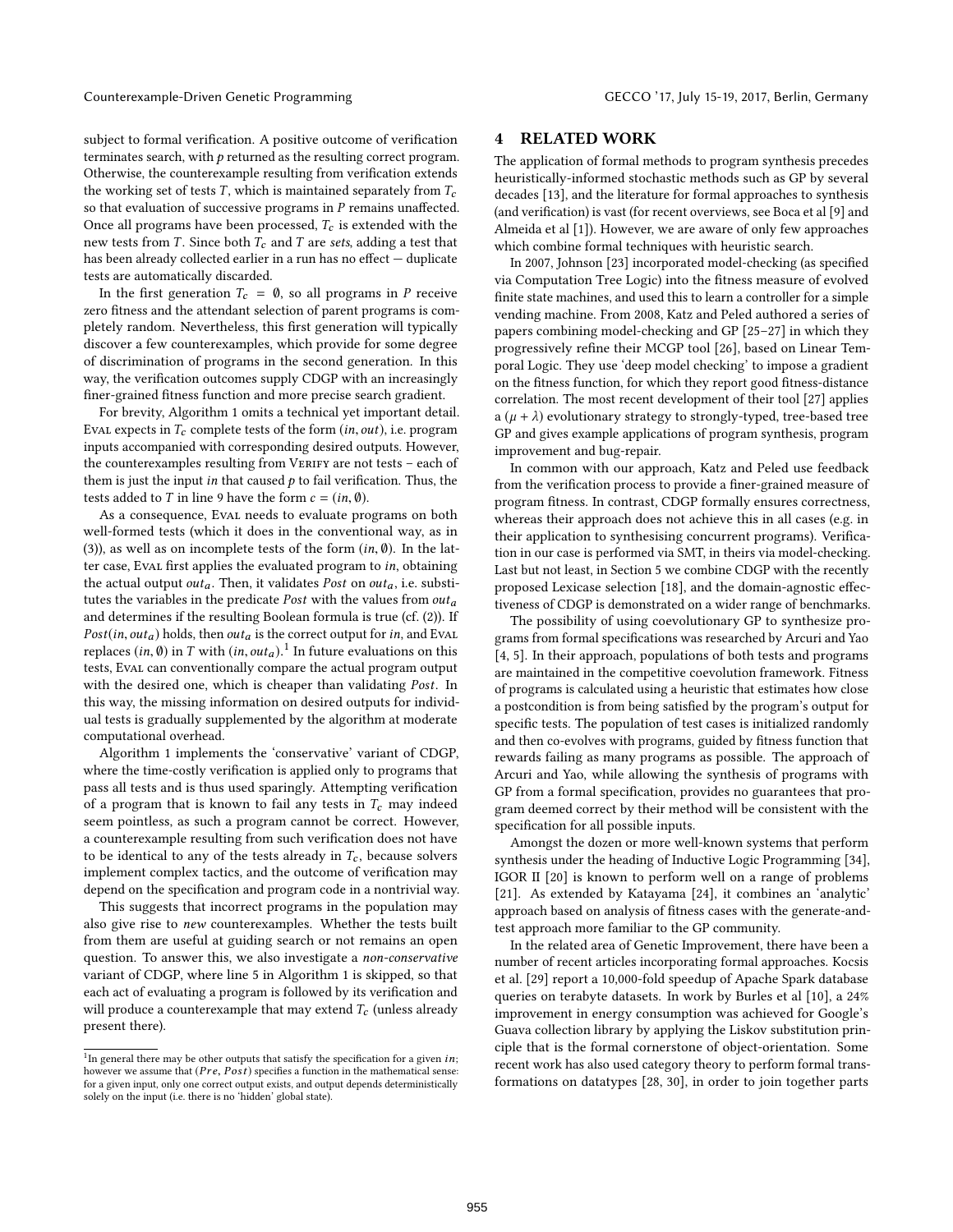subject to formal verification. A positive outcome of verification terminates search, with $p$ returned as the resulting correct program. Otherwise, the counterexample resulting from verification extends the working set of tests $T$, which is maintained separately from $T_c$ so that evaluation of successive programs in $P$ remains unaffected. Once all programs have been processed, $T_c$ is extended with the new tests from $T$. Since both $T_c$ and $T$ are *sets*, adding a test that has been already collected earlier in a run has no effect — duplicate tests are automatically discarded.

In the first generation $T_c = \emptyset$, so all programs in $P$ receive zero fitness and the attendant selection of parent programs is completely random. Nevertheless, this first generation will typically discover a few counterexamples, which provide for some degree of discrimination of programs in the second generation. In this way, the verification outcomes supply CDGP with an increasingly finer-grained fitness function and more precise search gradient.

For brevity, Algorithm 1 omits a technical yet important detail. Eval expects in $T_c$ complete tests of the form $(in, out)$, i.e. program inputs accompanied with corresponding desired outputs. However, the counterexamples resulting from Verify are not tests – each of them is just the input $in$ that caused $p$ to fail verification. Thus, the tests added to $T$ in line 9 have the form $c = (in, \emptyset)$.

As a consequence, Eval needs to evaluate programs on both well-formed tests (which it does in the conventional way, as in (3)), as well as on incomplete tests of the form $(in, \emptyset)$. In the latter case, Eval first applies the evaluated program to $in$, obtaining the actual output $out_a$. Then, it validates *Post* on $out_a$, i.e. substitutes the variables in the predicate *Post* with the values from $out_a$ and determines if the resulting Boolean formula is true (cf. (2)). If $Post(in, out_a)$ holds, then $out_a$ is the correct output for $in$, and Eval replaces $(in, \emptyset)$ in $T$ with $(in, out_a)$.[1] In future evaluations on this tests, Eval can conventionally compare the actual program output with the desired one, which is cheaper than validating *Post*. In this way, the missing information on desired outputs for individual tests is gradually supplemented by the algorithm at moderate computational overhead.

Algorithm 1 implements the 'conservative' variant of CDGP, where the time-costly verification is applied only to programs that pass all tests and is thus used sparingly. Attempting verification of a program that is known to fail any tests in $T_c$ may indeed seem pointless, as such a program cannot be correct. However, a counterexample resulting from such verification does not have to be identical to any of the tests already in $T_c$, because solvers implement complex tactics, and the outcome of verification may depend on the specification and program code in a nontrivial way.

This suggests that incorrect programs in the population may also give rise to *new* counterexamples. Whether the tests built from them are useful at guiding search or not remains an open question. To answer this, we also investigate a *non-conservative* variant of CDGP, where line 5 in Algorithm 1 is skipped, so that each act of evaluating a program is followed by its verification and will produce a counterexample that may extend $T_c$ (unless already present there).

[1] In general there may be other outputs that satisfy the specification for a given $in$; however we assume that $(Pre, Post)$ specifies a function in the mathematical sense: for a given input, only one correct output exists, and output depends deterministically solely on the input (i.e. there is no 'hidden' global state).

## 4 RELATED WORK

The application of formal methods to program synthesis precedes heuristically-informed stochastic methods such as GP by several decades [13], and the literature for formal approaches to synthesis (and verification) is vast (for recent overviews, see Boca et al [9] and Almeida et al [1]). However, we are aware of only few approaches which combine formal techniques with heuristic search.

In 2007, Johnson [23] incorporated model-checking (as specified via Computation Tree Logic) into the fitness measure of evolved finite state machines, and used this to learn a controller for a simple vending machine. From 2008, Katz and Peled authored a series of papers combining model-checking and GP [25–27] in which they progressively refine their MCGP tool [26], based on Linear Temporal Logic. They use 'deep model checking' to impose a gradient on the fitness function, for which they report good fitness-distance correlation. The most recent development of their tool [27] applies a $(\mu + \lambda)$ evolutionary strategy to strongly-typed, tree-based tree GP and gives example applications of program synthesis, program improvement and bug-repair.

In common with our approach, Katz and Peled use feedback from the verification process to provide a finer-grained measure of program fitness. In contrast, CDGP formally ensures correctness, whereas their approach does not achieve this in all cases (e.g. in their application to synthesising concurrent programs). Verification in our case is performed via SMT, in theirs via model-checking. Last but not least, in Section 5 we combine CDGP with the recently proposed Lexicase selection [18], and the domain-agnostic effectiveness of CDGP is demonstrated on a wider range of benchmarks.

The possibility of using coevolutionary GP to synthesize programs from formal specifications was researched by Arcuri and Yao [4, 5]. In their approach, populations of both tests and programs are maintained in the competitive coevolution framework. Fitness of programs is calculated using a heuristic that estimates how close a postcondition is from being satisfied by the program's output for specific tests. The population of test cases is initialized randomly and then co-evolves with programs, guided by fitness function that rewards failing as many programs as possible. The approach of Arcuri and Yao, while allowing the synthesis of programs with GP from a formal specification, provides no guarantees that program deemed correct by their method will be consistent with the specification for all possible inputs.

Amongst the dozen or more well-known systems that perform synthesis under the heading of Inductive Logic Programming [34], IGOR II [20] is known to perform well on a range of problems [21]. As extended by Katayama [24], it combines an 'analytic' approach based on analysis of fitness cases with the generate-and-test approach more familiar to the GP community.

In the related area of Genetic Improvement, there have been a number of recent articles incorporating formal approaches. Kocsis et al. [29] report a 10,000-fold speedup of Apache Spark database queries on terabyte datasets. In work by Burles et al [10], a 24% improvement in energy consumption was achieved for Google's Guava collection library by applying the Liskov substitution principle that is the formal cornerstone of object-orientation. Some recent work has also used category theory to perform formal transformations on datatypes [28, 30], in order to join together parts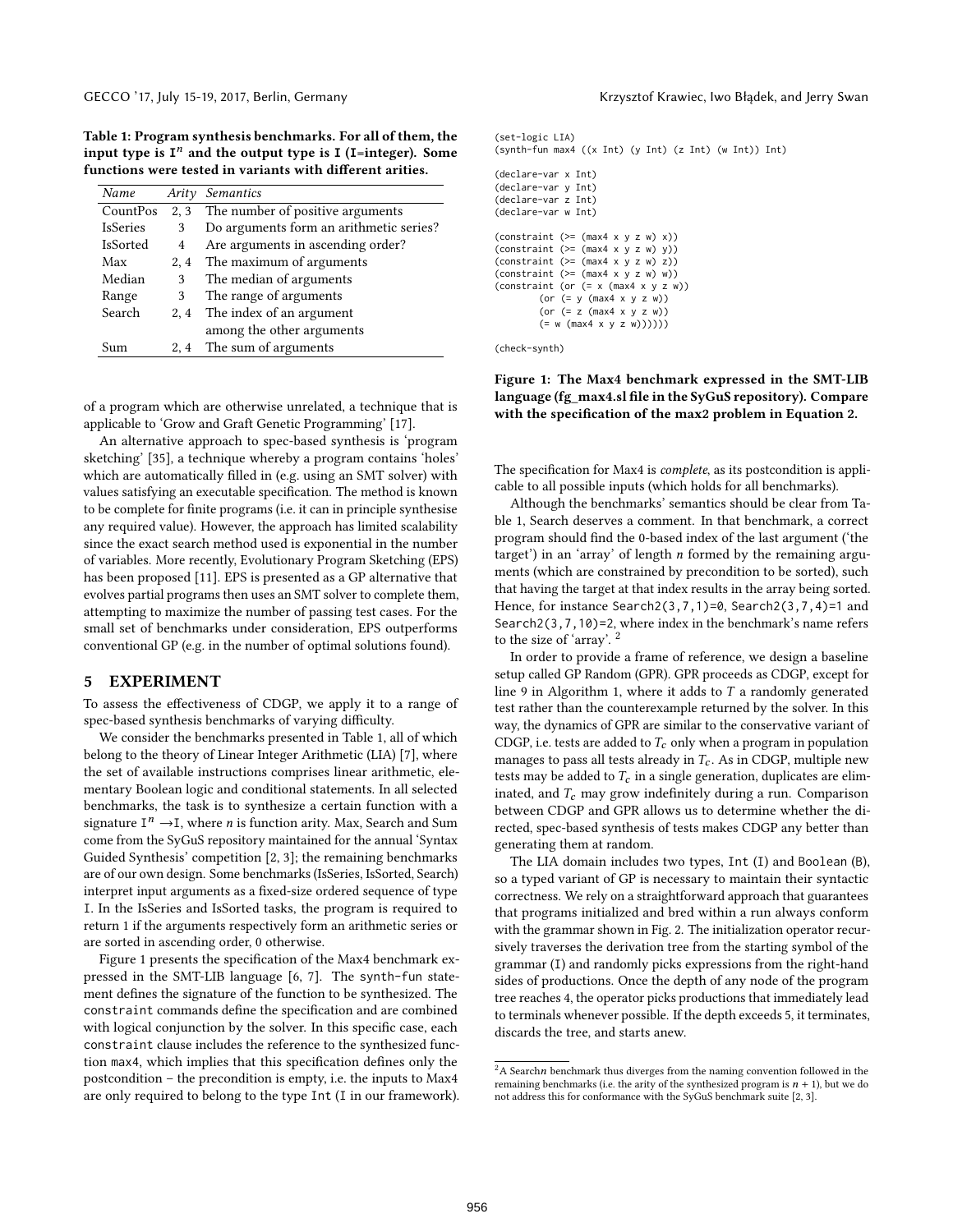**Table 1: Program synthesis benchmarks. For all of them, the input type is $\mathtt{I}^n$ and the output type is I (I=integer). Some functions were tested in variants with different arities.**

| *Name* | *Arity* | *Semantics* |
|---|---|---|
| CountPos | 2, 3 | The number of positive arguments |
| IsSeries | 3 | Do arguments form an arithmetic series? |
| IsSorted | 4 | Are arguments in ascending order? |
| Max | 2, 4 | The maximum of arguments |
| Median | 3 | The median of arguments |
| Range | 3 | The range of arguments |
| Search | 2, 4 | The index of an argument among the other arguments |
| Sum | 2, 4 | The sum of arguments |

of a program which are otherwise unrelated, a technique that is applicable to 'Grow and Graft Genetic Programming' [17].

An alternative approach to spec-based synthesis is 'program sketching' [35], a technique whereby a program contains 'holes' which are automatically filled in (e.g. using an SMT solver) with values satisfying an executable specification. The method is known to be complete for finite programs (i.e. it can in principle synthesise any required value). However, the approach has limited scalability since the exact search method used is exponential in the number of variables. More recently, Evolutionary Program Sketching (EPS) has been proposed [11]. EPS is presented as a GP alternative that evolves partial programs then uses an SMT solver to complete them, attempting to maximize the number of passing test cases. For the small set of benchmarks under consideration, EPS outperforms conventional GP (e.g. in the number of optimal solutions found).

# 5 EXPERIMENT

To assess the effectiveness of CDGP, we apply it to a range of spec-based synthesis benchmarks of varying difficulty.

We consider the benchmarks presented in Table 1, all of which belong to the theory of Linear Integer Arithmetic (LIA) [7], where the set of available instructions comprises linear arithmetic, elementary Boolean logic and conditional statements. In all selected benchmarks, the task is to synthesize a certain function with a signature $\mathtt{I}^n \rightarrow \mathtt{I}$, where $n$ is function arity. Max, Search and Sum come from the SyGuS repository maintained for the annual 'Syntax Guided Synthesis' competition [2, 3]; the remaining benchmarks are of our own design. Some benchmarks (IsSeries, IsSorted, Search) interpret input arguments as a fixed-size ordered sequence of type I. In the IsSeries and IsSorted tasks, the program is required to return 1 if the arguments respectively form an arithmetic series or are sorted in ascending order, 0 otherwise.

Figure 1 presents the specification of the Max4 benchmark expressed in the SMT-LIB language [6, 7]. The `synth-fun` statement defines the signature of the function to be synthesized. The `constraint` commands define the specification and are combined with logical conjunction by the solver. In this specific case, each `constraint` clause includes the reference to the synthesized function max4, which implies that this specification defines only the postcondition – the precondition is empty, i.e. the inputs to Max4 are only required to belong to the type `Int` (I in our framework).

```
(set-logic LIA)
(synth-fun max4 ((x Int) (y Int) (z Int) (w Int)) Int)

(declare-var x Int)
(declare-var y Int)
(declare-var z Int)
(declare-var w Int)

(constraint (>= (max4 x y z w) x))
(constraint (>= (max4 x y z w) y))
(constraint (>= (max4 x y z w) z))
(constraint (>= (max4 x y z w) w))
(constraint (or (= x (max4 x y z w))
        (or (= y (max4 x y z w))
        (or (= z (max4 x y z w))
        (= w (max4 x y z w))))))

(check-synth)
```

**Figure 1: The Max4 benchmark expressed in the SMT-LIB language (fg_max4.sl file in the SyGuS repository). Compare with the specification of the max2 problem in Equation 2.**

The specification for Max4 is *complete*, as its postcondition is applicable to all possible inputs (which holds for all benchmarks).

Although the benchmarks' semantics should be clear from Table 1, Search deserves a comment. In that benchmark, a correct program should find the 0-based index of the last argument ('the target') in an 'array' of length $n$ formed by the remaining arguments (which are constrained by precondition to be sorted), such that having the target at that index results in the array being sorted. Hence, for instance `Search2(3,7,1)=0`, `Search2(3,7,4)=1` and `Search2(3,7,10)=2`, where index in the benchmark's name refers to the size of 'array'. [2]

In order to provide a frame of reference, we design a baseline setup called GP Random (GPR). GPR proceeds as CDGP, except for line 9 in Algorithm 1, where it adds to $T$ a randomly generated test rather than the counterexample returned by the solver. In this way, the dynamics of GPR are similar to the conservative variant of CDGP, i.e. tests are added to $T_c$ only when a program in population manages to pass all tests already in $T_c$. As in CDGP, multiple new tests may be added to $T_c$ in a single generation, duplicates are eliminated, and $T_c$ may grow indefinitely during a run. Comparison between CDGP and GPR allows us to determine whether the directed, spec-based synthesis of tests makes CDGP any better than generating them at random.

The LIA domain includes two types, `Int` (I) and `Boolean` (B), so a typed variant of GP is necessary to maintain their syntactic correctness. We rely on a straightforward approach that guarantees that programs initialized and bred within a run always conform with the grammar shown in Fig. 2. The initialization operator recursively traverses the derivation tree from the starting symbol of the grammar (I) and randomly picks expressions from the right-hand sides of productions. Once the depth of any node of the program tree reaches 4, the operator picks productions that immediately lead to terminals whenever possible. If the depth exceeds 5, it terminates, discards the tree, and starts anew.

[2] A Search$n$ benchmark thus diverges from the naming convention followed in the remaining benchmarks (i.e. the arity of the synthesized program is $n + 1$), but we do not address this for conformance with the SyGuS benchmark suite [2, 3].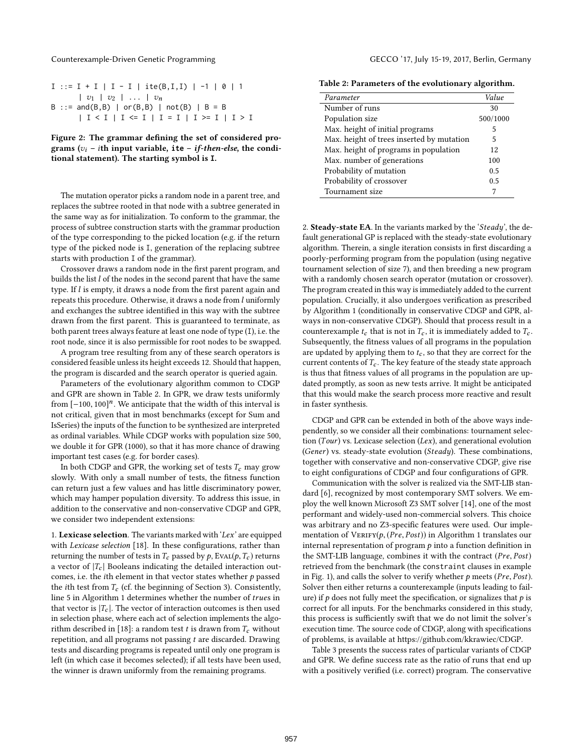```
I ::= I + I | I - I | ite(B,I,I) | -1 | 0 | 1
      | v1 | v2 | ... | vn
B ::= and(B,B) | or(B,B) | not(B) | B = B
      | I < I | I <= I | I = I | I >= I | I > I
```

**Figure 2: The grammar defining the set of considered programs ($v_i$ – $i$th input variable, ite – *if-then-else*, the conditional statement). The starting symbol is I.**

The mutation operator picks a random node in a parent tree, and replaces the subtree rooted in that node with a subtree generated in the same way as for initialization. To conform to the grammar, the process of subtree construction starts with the grammar production of the type corresponding to the picked location (e.g. if the return type of the picked node is I, generation of the replacing subtree starts with production I of the grammar).

Crossover draws a random node in the first parent program, and builds the list $l$ of the nodes in the second parent that have the same type. If $l$ is empty, it draws a node from the first parent again and repeats this procedure. Otherwise, it draws a node from $l$ uniformly and exchanges the subtree identified in this way with the subtree drawn from the first parent. This is guaranteed to terminate, as both parent trees always feature at least one node of type (I), i.e. the root node, since it is also permissible for root nodes to be swapped.

A program tree resulting from any of these search operators is considered feasible unless its height exceeds 12. Should that happen, the program is discarded and the search operator is queried again.

Parameters of the evolutionary algorithm common to CDGP and GPR are shown in Table 2. In GPR, we draw tests uniformly from $[-100, 100]^n$. We anticipate that the width of this interval is not critical, given that in most benchmarks (except for Sum and IsSeries) the inputs of the function to be synthesized are interpreted as ordinal variables. While CDGP works with population size 500, we double it for GPR (1000), so that it has more chance of drawing important test cases (e.g. for border cases).

In both CDGP and GPR, the working set of tests $T_c$ may grow slowly. With only a small number of tests, the fitness function can return just a few values and has little discriminatory power, which may hamper population diversity. To address this issue, in addition to the conservative and non-conservative CDGP and GPR, we consider two independent extensions:

1. **Lexicase selection**. The variants marked with '*Lex*' are equipped with *Lexicase selection* [18]. In these configurations, rather than returning the number of tests in $T_c$ passed by $p$, $\text{Eval}(p, T_c)$ returns a vector of $|T_c|$ Booleans indicating the detailed interaction outcomes, i.e. the $i$th element in that vector states whether $p$ passed the $i$th test from $T_c$ (cf. the beginning of Section 3). Consistently, line 5 in Algorithm 1 determines whether the number of *true*s in that vector is $|T_c|$. The vector of interaction outcomes is then used in selection phase, where each act of selection implements the algorithm described in [18]: a random test $t$ is drawn from $T_c$ without repetition, and all programs not passing $t$ are discarded. Drawing tests and discarding programs is repeated until only one program is left (in which case it becomes selected); if all tests have been used, the winner is drawn uniformly from the remaining programs.

**Table 2: Parameters of the evolutionary algorithm.**

| *Parameter* | *Value* |
|---|---|
| Number of runs | 30 |
| Population size | 500/1000 |
| Max. height of initial programs | 5 |
| Max. height of trees inserted by mutation | 5 |
| Max. height of programs in population | 12 |
| Max. number of generations | 100 |
| Probability of mutation | 0.5 |
| Probability of crossover | 0.5 |
| Tournament size | 7 |

2. **Steady-state EA**. In the variants marked by the '*Steady*', the default generational GP is replaced with the steady-state evolutionary algorithm. Therein, a single iteration consists in first discarding a poorly-performing program from the population (using negative tournament selection of size 7), and then breeding a new program with a randomly chosen search operator (mutation or crossover). The program created in this way is immediately added to the current population. Crucially, it also undergoes verification as prescribed by Algorithm 1 (conditionally in conservative CDGP and GPR, always in non-conservative CDGP). Should that process result in a counterexample $t_c$ that is not in $T_c$, it is immediately added to $T_c$. Subsequently, the fitness values of all programs in the population are updated by applying them to $t_c$, so that they are correct for the current contents of $T_c$. The key feature of the steady state approach is thus that fitness values of all programs in the population are updated promptly, as soon as new tests arrive. It might be anticipated that this would make the search process more reactive and result in faster synthesis.

CDGP and GPR can be extended in both of the above ways independently, so we consider all their combinations: tournament selection (*Tour*) vs. Lexicase selection (*Lex*), and generational evolution (*Gener*) vs. steady-state evolution (*Steady*). These combinations, together with conservative and non-conservative CDGP, give rise to eight configurations of CDGP and four configurations of GPR.

Communication with the solver is realized via the SMT-LIB standard [6], recognized by most contemporary SMT solvers. We employ the well known Microsoft Z3 SMT solver [14], one of the most performant and widely-used non-commercial solvers. This choice was arbitrary and no Z3-specific features were used. Our implementation of $\text{Verify}(p, (Pre, Post))$ in Algorithm 1 translates our internal representation of program $p$ into a function definition in the SMT-LIB language, combines it with the contract $(Pre, Post)$ retrieved from the benchmark (the constraint clauses in example in Fig. 1), and calls the solver to verify whether $p$ meets $(Pre, Post)$. Solver then either returns a counterexample (inputs leading to failure) if $p$ does not fully meet the specification, or signalizes that $p$ is correct for all inputs. For the benchmarks considered in this study, this process is sufficiently swift that we do not limit the solver's execution time. The source code of CDGP, along with specifications of problems, is available at https://github.com/kkrawiec/CDGP.

Table 3 presents the success rates of particular variants of CDGP and GPR. We define success rate as the ratio of runs that end up with a positively verified (i.e. correct) program. The conservative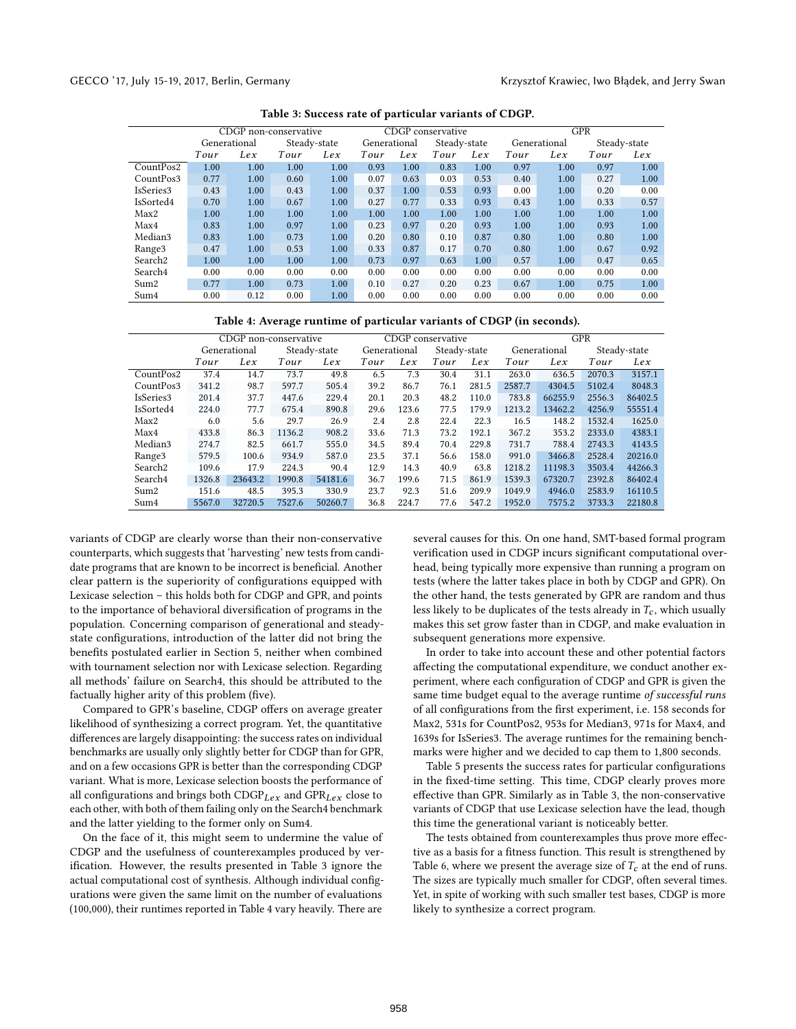**Table 3: Success rate of particular variants of CDGP.**

| | CDGP non-conservative | | | | CDGP conservative | | | | GPR | | | |
|---|---|---|---|---|---|---|---|---|---|---|---|---|
| | Generational | | Steady-state | | Generational | | Steady-state | | Generational | | Steady-state | |
| | *Tour* | *Lex* | *Tour* | *Lex* | *Tour* | *Lex* | *Tour* | *Lex* | *Tour* | *Lex* | *Tour* | *Lex* |
| CountPos2 | 1.00 | 1.00 | 1.00 | 1.00 | 0.93 | 1.00 | 0.83 | 1.00 | 0.97 | 1.00 | 0.97 | 1.00 |
| CountPos3 | 0.77 | 1.00 | 0.60 | 1.00 | 0.07 | 0.63 | 0.03 | 0.53 | 0.40 | 1.00 | 0.27 | 1.00 |
| IsSeries3 | 0.43 | 1.00 | 0.43 | 1.00 | 0.37 | 1.00 | 0.53 | 0.93 | 0.00 | 1.00 | 0.20 | 0.00 |
| IsSorted4 | 0.70 | 1.00 | 0.67 | 1.00 | 0.27 | 0.77 | 0.33 | 0.93 | 0.43 | 1.00 | 0.33 | 0.57 |
| Max2 | 1.00 | 1.00 | 1.00 | 1.00 | 1.00 | 1.00 | 1.00 | 1.00 | 1.00 | 1.00 | 1.00 | 1.00 |
| Max4 | 0.83 | 1.00 | 0.97 | 1.00 | 0.23 | 0.97 | 0.20 | 0.93 | 1.00 | 1.00 | 0.93 | 1.00 |
| Median3 | 0.83 | 1.00 | 0.73 | 1.00 | 0.20 | 0.80 | 0.10 | 0.87 | 0.80 | 1.00 | 0.80 | 1.00 |
| Range3 | 0.47 | 1.00 | 0.53 | 1.00 | 0.33 | 0.87 | 0.17 | 0.70 | 0.80 | 1.00 | 0.67 | 0.92 |
| Search2 | 1.00 | 1.00 | 1.00 | 1.00 | 0.73 | 0.97 | 0.63 | 1.00 | 0.57 | 1.00 | 0.47 | 0.65 |
| Search4 | 0.00 | 0.00 | 0.00 | 0.00 | 0.00 | 0.00 | 0.00 | 0.00 | 0.00 | 0.00 | 0.00 | 0.00 |
| Sum2 | 0.77 | 1.00 | 0.73 | 1.00 | 0.10 | 0.27 | 0.20 | 0.23 | 0.67 | 1.00 | 0.75 | 1.00 |
| Sum4 | 0.00 | 0.12 | 0.00 | 1.00 | 0.00 | 0.00 | 0.00 | 0.00 | 0.00 | 0.00 | 0.00 | 0.00 |

**Table 4: Average runtime of particular variants of CDGP (in seconds).**

| | CDGP non-conservative | | | | CDGP conservative | | | | GPR | | | |
|---|---|---|---|---|---|---|---|---|---|---|---|---|
| | Generational | | Steady-state | | Generational | | Steady-state | | Generational | | Steady-state | |
| | *Tour* | *Lex* | *Tour* | *Lex* | *Tour* | *Lex* | *Tour* | *Lex* | *Tour* | *Lex* | *Tour* | *Lex* |
| CountPos2 | 37.4 | 14.7 | 73.7 | 49.8 | 6.5 | 7.3 | 30.4 | 31.1 | 263.0 | 636.5 | 2070.3 | 3157.1 |
| CountPos3 | 341.2 | 98.7 | 597.7 | 505.4 | 39.2 | 86.7 | 76.1 | 281.5 | 2587.7 | 4304.5 | 5102.4 | 8048.3 |
| IsSeries3 | 201.4 | 37.7 | 447.6 | 229.4 | 20.1 | 20.3 | 48.2 | 110.0 | 783.8 | 66255.9 | 2556.3 | 86402.5 |
| IsSorted4 | 224.0 | 77.7 | 675.4 | 890.8 | 29.6 | 123.6 | 77.5 | 179.9 | 1213.2 | 13462.2 | 4256.9 | 55551.4 |
| Max2 | 6.0 | 5.6 | 29.7 | 26.9 | 2.4 | 2.8 | 22.4 | 22.3 | 16.5 | 148.2 | 1532.4 | 1625.0 |
| Max4 | 433.8 | 86.3 | 1136.2 | 908.2 | 33.6 | 71.3 | 73.2 | 192.1 | 367.2 | 353.2 | 2333.0 | 4383.1 |
| Median3 | 274.7 | 82.5 | 661.7 | 555.0 | 34.5 | 89.4 | 70.4 | 229.8 | 731.7 | 788.4 | 2743.3 | 4143.5 |
| Range3 | 579.5 | 100.6 | 934.9 | 587.0 | 23.5 | 37.1 | 56.6 | 158.0 | 991.0 | 3466.8 | 2528.4 | 20216.0 |
| Search2 | 109.6 | 17.9 | 224.3 | 90.4 | 12.9 | 14.3 | 40.9 | 63.8 | 1218.2 | 11198.3 | 3503.4 | 44266.3 |
| Search4 | 1326.8 | 23643.2 | 1990.8 | 54181.6 | 36.7 | 199.6 | 71.5 | 861.9 | 1539.3 | 67320.7 | 2392.8 | 86402.4 |
| Sum2 | 151.6 | 48.5 | 395.3 | 330.9 | 23.7 | 92.3 | 51.6 | 209.9 | 1049.9 | 4946.0 | 2583.9 | 16110.5 |
| Sum4 | 5567.0 | 32720.5 | 7527.6 | 50260.7 | 36.8 | 224.7 | 77.6 | 547.2 | 1952.0 | 7575.2 | 3733.3 | 22180.8 |

variants of CDGP are clearly worse than their non-conservative counterparts, which suggests that 'harvesting' new tests from candidate programs that are known to be incorrect is beneficial. Another clear pattern is the superiority of configurations equipped with Lexicase selection – this holds both for CDGP and GPR, and points to the importance of behavioral diversification of programs in the population. Concerning comparison of generational and steady-state configurations, introduction of the latter did not bring the benefits postulated earlier in Section 5, neither when combined with tournament selection nor with Lexicase selection. Regarding all methods' failure on Search4, this should be attributed to the factually higher arity of this problem (five).

Compared to GPR's baseline, CDGP offers on average greater likelihood of synthesizing a correct program. Yet, the quantitative differences are largely disappointing: the success rates on individual benchmarks are usually only slightly better for CDGP than for GPR, and on a few occasions GPR is better than the corresponding CDGP variant. What is more, Lexicase selection boosts the performance of all configurations and brings both $\mathrm{CDGP}_{Lex}$ and $\mathrm{GPR}_{Lex}$ close to each other, with both of them failing only on the Search4 benchmark and the latter yielding to the former only on Sum4.

On the face of it, this might seem to undermine the value of CDGP and the usefulness of counterexamples produced by verification. However, the results presented in Table 3 ignore the actual computational cost of synthesis. Although individual configurations were given the same limit on the number of evaluations (100,000), their runtimes reported in Table 4 vary heavily. There are several causes for this. On one hand, SMT-based formal program verification used in CDGP incurs significant computational overhead, being typically more expensive than running a program on tests (where the latter takes place in both by CDGP and GPR). On the other hand, the tests generated by GPR are random and thus less likely to be duplicates of the tests already in $T_c$, which usually makes this set grow faster than in CDGP, and make evaluation in subsequent generations more expensive.

In order to take into account these and other potential factors affecting the computational expenditure, we conduct another experiment, where each configuration of CDGP and GPR is given the same time budget equal to the average runtime *of successful runs* of all configurations from the first experiment, i.e. 158 seconds for Max2, 531s for CountPos2, 953s for Median3, 971s for Max4, and 1639s for IsSeries3. The average runtimes for the remaining benchmarks were higher and we decided to cap them to 1,800 seconds.

Table 5 presents the success rates for particular configurations in the fixed-time setting. This time, CDGP clearly proves more effective than GPR. Similarly as in Table 3, the non-conservative variants of CDGP that use Lexicase selection have the lead, though this time the generational variant is noticeably better.

The tests obtained from counterexamples thus prove more effective as a basis for a fitness function. This result is strengthened by Table 6, where we present the average size of $T_c$ at the end of runs. The sizes are typically much smaller for CDGP, often several times. Yet, in spite of working with such smaller test bases, CDGP is more likely to synthesize a correct program.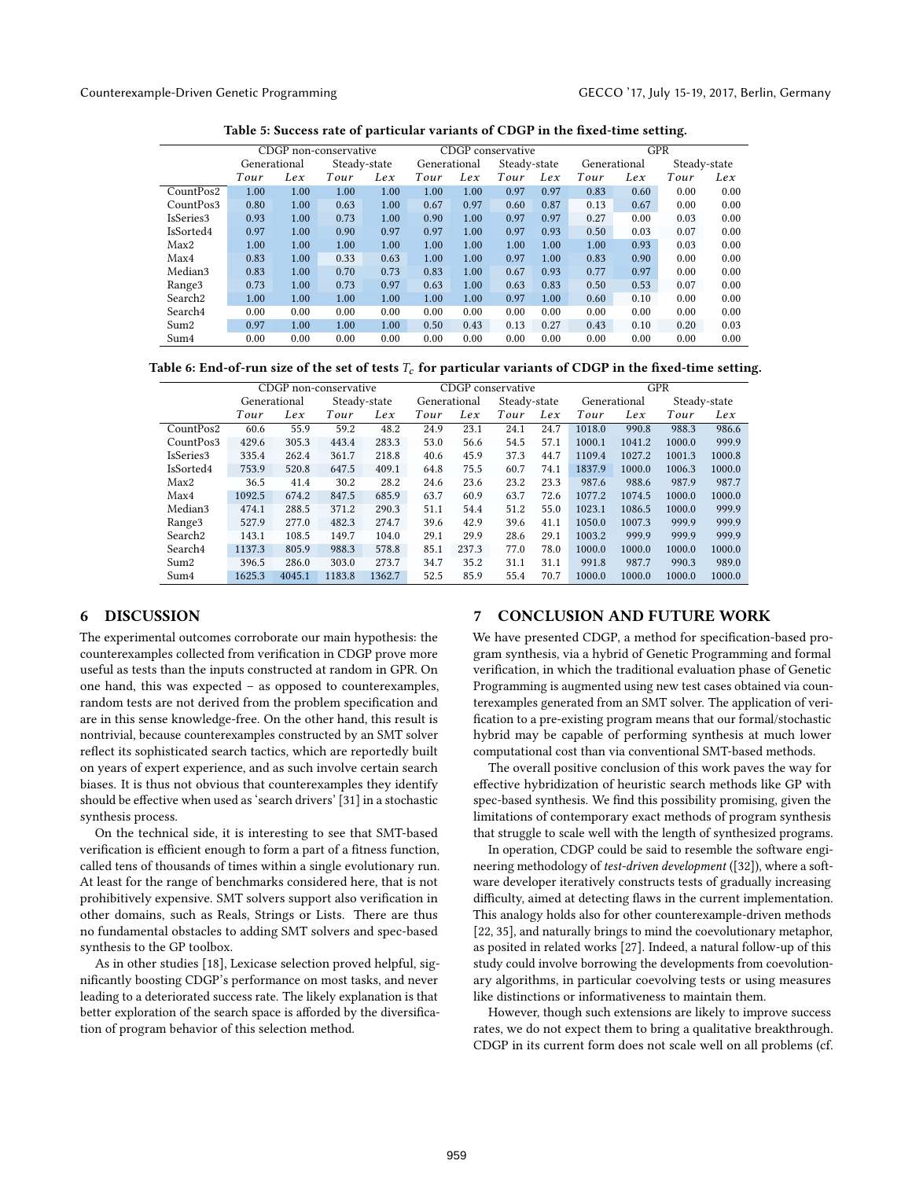**Table 5: Success rate of particular variants of CDGP in the fixed-time setting.**

| | CDGP non-conservative | | | | CDGP conservative | | | | GPR | | | |
|---|---|---|---|---|---|---|---|---|---|---|---|---|
| | Generational | | Steady-state | | Generational | | Steady-state | | Generational | | Steady-state | |
| | *Tour* | *Lex* | *Tour* | *Lex* | *Tour* | *Lex* | *Tour* | *Lex* | *Tour* | *Lex* | *Tour* | *Lex* |
| CountPos2 | 1.00 | 1.00 | 1.00 | 1.00 | 1.00 | 1.00 | 0.97 | 0.97 | 0.83 | 0.60 | 0.00 | 0.00 |
| CountPos3 | 0.80 | 1.00 | 0.63 | 1.00 | 0.67 | 0.97 | 0.60 | 0.87 | 0.13 | 0.67 | 0.00 | 0.00 |
| IsSeries3 | 0.93 | 1.00 | 0.73 | 1.00 | 0.90 | 1.00 | 0.97 | 0.97 | 0.27 | 0.00 | 0.03 | 0.00 |
| IsSorted4 | 0.97 | 1.00 | 0.90 | 0.97 | 0.97 | 1.00 | 0.97 | 0.93 | 0.50 | 0.03 | 0.07 | 0.00 |
| Max2 | 1.00 | 1.00 | 1.00 | 1.00 | 1.00 | 1.00 | 1.00 | 1.00 | 1.00 | 0.93 | 0.03 | 0.00 |
| Max4 | 0.83 | 1.00 | 0.33 | 0.63 | 1.00 | 1.00 | 0.97 | 1.00 | 0.83 | 0.90 | 0.00 | 0.00 |
| Median3 | 0.83 | 1.00 | 0.70 | 0.73 | 0.83 | 1.00 | 0.67 | 0.93 | 0.77 | 0.97 | 0.00 | 0.00 |
| Range3 | 0.73 | 1.00 | 0.73 | 0.97 | 0.63 | 1.00 | 0.63 | 0.83 | 0.50 | 0.53 | 0.07 | 0.00 |
| Search2 | 1.00 | 1.00 | 1.00 | 1.00 | 1.00 | 1.00 | 0.97 | 1.00 | 0.60 | 0.10 | 0.00 | 0.00 |
| Search4 | 0.00 | 0.00 | 0.00 | 0.00 | 0.00 | 0.00 | 0.00 | 0.00 | 0.00 | 0.00 | 0.00 | 0.00 |
| Sum2 | 0.97 | 1.00 | 1.00 | 1.00 | 0.50 | 0.43 | 0.13 | 0.27 | 0.43 | 0.10 | 0.20 | 0.03 |
| Sum4 | 0.00 | 0.00 | 0.00 | 0.00 | 0.00 | 0.00 | 0.00 | 0.00 | 0.00 | 0.00 | 0.00 | 0.00 |

**Table 6: End-of-run size of the set of tests $T_c$ for particular variants of CDGP in the fixed-time setting.**

| | CDGP non-conservative | | | | CDGP conservative | | | | GPR | | | |
|---|---|---|---|---|---|---|---|---|---|---|---|---|
| | Generational | | Steady-state | | Generational | | Steady-state | | Generational | | Steady-state | |
| | *Tour* | *Lex* | *Tour* | *Lex* | *Tour* | *Lex* | *Tour* | *Lex* | *Tour* | *Lex* | *Tour* | *Lex* |
| CountPos2 | 60.6 | 55.9 | 59.2 | 48.2 | 24.9 | 23.1 | 24.1 | 24.7 | 1018.0 | 990.8 | 988.3 | 986.6 |
| CountPos3 | 429.6 | 305.3 | 443.4 | 283.3 | 53.0 | 56.6 | 54.5 | 57.1 | 1000.1 | 1041.2 | 1000.0 | 999.9 |
| IsSeries3 | 335.4 | 262.4 | 361.7 | 218.8 | 40.6 | 45.9 | 37.3 | 44.7 | 1109.4 | 1027.2 | 1001.3 | 1000.8 |
| IsSorted4 | 753.9 | 520.8 | 647.5 | 409.1 | 64.8 | 75.5 | 60.7 | 74.1 | 1837.9 | 1000.0 | 1006.3 | 1000.0 |
| Max2 | 36.5 | 41.4 | 30.2 | 28.2 | 24.6 | 23.6 | 23.2 | 23.3 | 987.6 | 988.6 | 987.9 | 987.7 |
| Max4 | 1092.5 | 674.2 | 847.5 | 685.9 | 63.7 | 60.9 | 63.7 | 72.6 | 1077.2 | 1074.5 | 1000.0 | 1000.0 |
| Median3 | 474.1 | 288.5 | 371.2 | 290.3 | 51.1 | 54.4 | 51.2 | 55.0 | 1023.1 | 1086.5 | 1000.0 | 999.9 |
| Range3 | 527.9 | 277.0 | 482.3 | 274.7 | 39.6 | 42.9 | 39.6 | 41.1 | 1050.0 | 1007.3 | 999.9 | 999.9 |
| Search2 | 143.1 | 108.5 | 149.7 | 104.0 | 29.1 | 29.9 | 28.6 | 29.1 | 1003.2 | 999.9 | 999.9 | 999.9 |
| Search4 | 1137.3 | 805.9 | 988.3 | 578.8 | 85.1 | 237.3 | 77.0 | 78.0 | 1000.0 | 1000.0 | 1000.0 | 1000.0 |
| Sum2 | 396.5 | 286.0 | 303.0 | 273.7 | 34.7 | 35.2 | 31.1 | 31.1 | 991.8 | 987.7 | 990.3 | 989.0 |
| Sum4 | 1625.3 | 4045.1 | 1183.8 | 1362.7 | 52.5 | 85.9 | 55.4 | 70.7 | 1000.0 | 1000.0 | 1000.0 | 1000.0 |

## 6 DISCUSSION

The experimental outcomes corroborate our main hypothesis: the counterexamples collected from verification in CDGP prove more useful as tests than the inputs constructed at random in GPR. On one hand, this was expected – as opposed to counterexamples, random tests are not derived from the problem specification and are in this sense knowledge-free. On the other hand, this result is nontrivial, because counterexamples constructed by an SMT solver reflect its sophisticated search tactics, which are reportedly built on years of expert experience, and as such involve certain search biases. It is thus not obvious that counterexamples they identify should be effective when used as 'search drivers' [31] in a stochastic synthesis process.

On the technical side, it is interesting to see that SMT-based verification is efficient enough to form a part of a fitness function, called tens of thousands of times within a single evolutionary run. At least for the range of benchmarks considered here, that is not prohibitively expensive. SMT solvers support also verification in other domains, such as Reals, Strings or Lists. There are thus no fundamental obstacles to adding SMT solvers and spec-based synthesis to the GP toolbox.

As in other studies [18], Lexicase selection proved helpful, significantly boosting CDGP's performance on most tasks, and never leading to a deteriorated success rate. The likely explanation is that better exploration of the search space is afforded by the diversification of program behavior of this selection method.

## 7 CONCLUSION AND FUTURE WORK

We have presented CDGP, a method for specification-based program synthesis, via a hybrid of Genetic Programming and formal verification, in which the traditional evaluation phase of Genetic Programming is augmented using new test cases obtained via counterexamples generated from an SMT solver. The application of verification to a pre-existing program means that our formal/stochastic hybrid may be capable of performing synthesis at much lower computational cost than via conventional SMT-based methods.

The overall positive conclusion of this work paves the way for effective hybridization of heuristic search methods like GP with spec-based synthesis. We find this possibility promising, given the limitations of contemporary exact methods of program synthesis that struggle to scale well with the length of synthesized programs.

In operation, CDGP could be said to resemble the software engineering methodology of *test-driven development* ([32]), where a software developer iteratively constructs tests of gradually increasing difficulty, aimed at detecting flaws in the current implementation. This analogy holds also for other counterexample-driven methods [22, 35], and naturally brings to mind the coevolutionary metaphor, as posited in related works [27]. Indeed, a natural follow-up of this study could involve borrowing the developments from coevolutionary algorithms, in particular coevolving tests or using measures like distinctions or informativeness to maintain them.

However, though such extensions are likely to improve success rates, we do not expect them to bring a qualitative breakthrough. CDGP in its current form does not scale well on all problems (cf.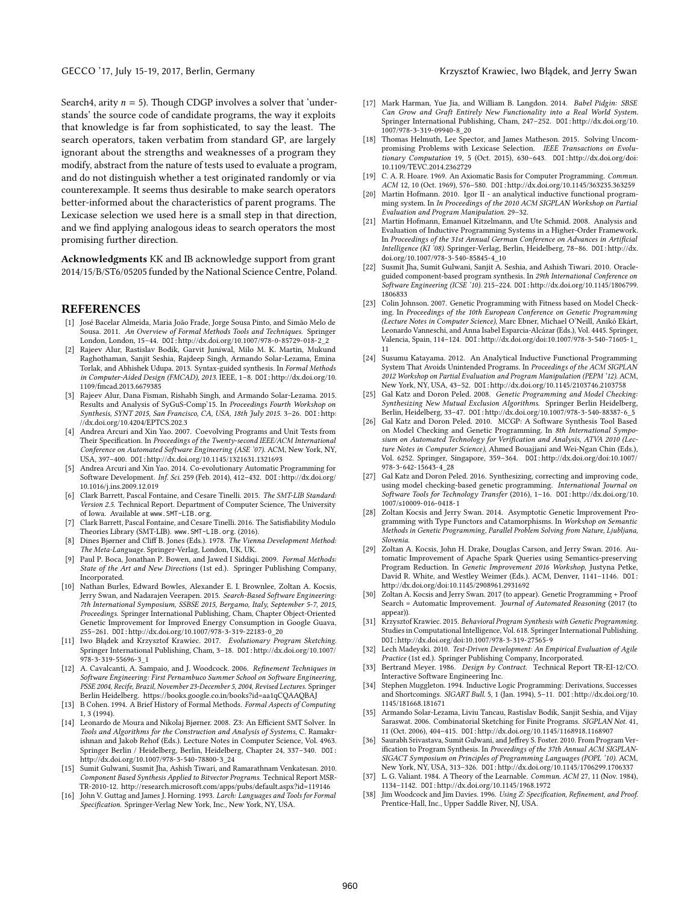Search4, arity $n = 5$). Though CDGP involves a solver that 'understands' the source code of candidate programs, the way it exploits that knowledge is far from sophisticated, to say the least. The search operators, taken verbatim from standard GP, are largely ignorant about the strengths and weaknesses of a program they modify, abstract from the nature of tests used to evaluate a program, and do not distinguish whether a test originated randomly or via counterexample. It seems thus desirable to make search operators better-informed about the characteristics of parent programs. The Lexicase selection we used here is a small step in that direction, and we find applying analogous ideas to search operators the most promising further direction.

**Acknowledgments** KK and IB acknowledge support from grant 2014/15/B/ST6/05205 funded by the National Science Centre, Poland.

## REFERENCES

- [1] José Bacelar Almeida, Maria João Frade, Jorge Sousa Pinto, and Simão Melo de Sousa. 2011. *An Overview of Formal Methods Tools and Techniques.* Springer London, London, 15–44. DOI: http://dx.doi.org/10.1007/978-0-85729-018-2_2
- [2] Rajeev Alur, Rastislav Bodik, Garvit Juniwal, Milo M. K. Martin, Mukund Raghothaman, Sanjit Seshia, Rajdeep Singh, Armando Solar-Lezama, Emina Torlak, and Abhishek Udupa. 2013. Syntax-guided synthesis. In *Formal Methods in Computer-Aided Design (FMCAD), 2013.* IEEE, 1–8. DOI: http://dx.doi.org/10.1109/fmcad.2013.6679385
- [3] Rajeev Alur, Dana Fisman, Rishabh Singh, and Armando Solar-Lezama. 2015. Results and Analysis of SyGuS-Comp'15. In *Proceedings Fourth Workshop on Synthesis, SYNT 2015, San Francisco, CA, USA, 18th July 2015.* 3–26. DOI: http://dx.doi.org/10.4204/EPTCS.202.3
- [4] Andrea Arcuri and Xin Yao. 2007. Coevolving Programs and Unit Tests from Their Specification. In *Proceedings of the Twenty-second IEEE/ACM International Conference on Automated Software Engineering (ASE '07).* ACM, New York, NY, USA, 397–400. DOI: http://dx.doi.org/10.1145/1321631.1321693
- [5] Andrea Arcuri and Xin Yao. 2014. Co-evolutionary Automatic Programming for Software Development. *Inf. Sci.* 259 (Feb. 2014), 412–432. DOI: http://dx.doi.org/10.1016/j.ins.2009.12.019
- [6] Clark Barrett, Pascal Fontaine, and Cesare Tinelli. 2015. *The SMT-LIB Standard: Version 2.5.* Technical Report. Department of Computer Science, The University of Iowa. Available at www.SMT-LIB.org.
- [7] Clark Barrett, Pascal Fontaine, and Cesare Tinelli. 2016. The Satisfiability Modulo Theories Library (SMT-LIB). www.SMT-LIB.org. (2016).
- [8] Dines Bjørner and Cliff B. Jones (Eds.). 1978. *The Vienna Development Method: The Meta-Language.* Springer-Verlag, London, UK, UK.
- [9] Paul P. Boca, Jonathan P. Bowen, and Jawed I Siddiqi. 2009. *Formal Methods: State of the Art and New Directions* (1st ed.). Springer Publishing Company, Incorporated.
- [10] Nathan Burles, Edward Bowles, Alexander E. I. Brownlee, Zoltan A. Kocsis, Jerry Swan, and Nadarajen Veerapen. 2015. *Search-Based Software Engineering: 7th International Symposium, SSBSE 2015, Bergamo, Italy, September 5-7, 2015, Proceedings.* Springer International Publishing, Cham, Chapter Object-Oriented Genetic Improvement for Improved Energy Consumption in Google Guava, 255–261. DOI: http://dx.doi.org/10.1007/978-3-319-22183-0_20
- [11] Iwo Błądek and Krzysztof Krawiec. 2017. *Evolutionary Program Sketching.* Springer International Publishing, Cham, 3–18. DOI: http://dx.doi.org/10.1007/978-3-319-55696-3_1
- [12] A. Cavalcanti, A. Sampaio, and J. Woodcock. 2006. *Refinement Techniques in Software Engineering: First Pernambuco Summer School on Software Engineering, PSSE 2004, Recife, Brazil, November 23-December 5, 2004, Revised Lectures.* Springer Berlin Heidelberg. https://books.google.co.in/books?id=aa1qCQAAQBAJ
- [13] B Cohen. 1994. A Brief History of Formal Methods. *Formal Aspects of Computing* 1, 3 (1994).
- [14] Leonardo de Moura and Nikolaj Bjørner. 2008. Z3: An Efficient SMT Solver. In *Tools and Algorithms for the Construction and Analysis of Systems,* C. Ramakrishnan and Jakob Rehof (Eds.). Lecture Notes in Computer Science, Vol. 4963. Springer Berlin / Heidelberg, Berlin, Heidelberg, Chapter 24, 337–340. DOI: http://dx.doi.org/10.1007/978-3-540-78800-3_24
- [15] Sumit Gulwani, Susmit Jha, Ashish Tiwari, and Ramarathnam Venkatesan. 2010. Component Based Synthesis Applied to Bitvector Programs. Technical Report MSR-TR-2010-12. http://research.microsoft.com/apps/pubs/default.aspx?id=119146
- [16] John V. Guttag and James J. Horning. 1993. *Larch: Languages and Tools for Formal Specification.* Springer-Verlag New York, Inc., New York, NY, USA.
- [17] Mark Harman, Yue Jia, and William B. Langdon. 2014. *Babel Pidgin: SBSE Can Grow and Graft Entirely New Functionality into a Real World System.* Springer International Publishing, Cham, 247–252. DOI: http://dx.doi.org/10.1007/978-3-319-09940-8_20
- [18] Thomas Helmuth, Lee Spector, and James Matheson. 2015. Solving Uncompromising Problems with Lexicase Selection. *IEEE Transactions on Evolutionary Computation* 19, 5 (Oct. 2015), 630–643. DOI: http://dx.doi.org/doi:10.1109/TEVC.2014.2362729
- [19] C. A. R. Hoare. 1969. An Axiomatic Basis for Computer Programming. *Commun. ACM* 12, 10 (Oct. 1969), 576–580. DOI: http://dx.doi.org/10.1145/363235.363259
- [20] Martin Hofmann. 2010. Igor II - an analytical inductive functional programming system. In *In Proceedings of the 2010 ACM SIGPLAN Workshop on Partial Evaluation and Program Manipulation.* 29–32.
- [21] Martin Hofmann, Emanuel Kitzelmann, and Ute Schmid. 2008. Analysis and Evaluation of Inductive Programming Systems in a Higher-Order Framework. In *Proceedings of the 31st Annual German Conference on Advances in Artificial Intelligence (KI '08).* Springer-Verlag, Berlin, Heidelberg, 78–86. DOI: http://dx.doi.org/10.1007/978-3-540-85845-4_10
- [22] Susmit Jha, Sumit Gulwani, Sanjit A. Seshia, and Ashish Tiwari. 2010. Oracle-guided component-based program synthesis. In *29th International Conference on Software Engineering (ICSE '10).* 215–224. DOI: http://dx.doi.org/10.1145/1806799.1806833
- [23] Colin Johnson. 2007. Genetic Programming with Fitness based on Model Checking. In *Proceedings of the 10th European Conference on Genetic Programming (Lecture Notes in Computer Science),* Marc Ebner, Michael O'Neill, Anikó Ekárt, Leonardo Vanneschi, and Anna Isabel Esparcia-Alcázar (Eds.), Vol. 4445. Springer, Valencia, Spain, 114–124. DOI: http://dx.doi.org/doi:10.1007/978-3-540-71605-1_11
- [24] Susumu Katayama. 2012. An Analytical Inductive Functional Programming System That Avoids Unintended Programs. In *Proceedings of the ACM SIGPLAN 2012 Workshop on Partial Evaluation and Program Manipulation (PEPM '12).* ACM, New York, NY, USA, 43–52. DOI: http://dx.doi.org/10.1145/2103746.2103758
- [25] Gal Katz and Doron Peled. 2008. *Genetic Programming and Model Checking: Synthesizing New Mutual Exclusion Algorithms.* Springer Berlin Heidelberg, Berlin, Heidelberg, 33–47. DOI: http://dx.doi.org/10.1007/978-3-540-88387-6_5
- [26] Gal Katz and Doron Peled. 2010. MCGP: A Software Synthesis Tool Based on Model Checking and Genetic Programming. In *8th International Symposium on Automated Technology for Verification and Analysis, ATVA 2010 (Lecture Notes in Computer Science),* Ahmed Bouajjani and Wei-Ngan Chin (Eds.), Vol. 6252. Springer, Singapore, 359–364. DOI: http://dx.doi.org/doi:10.1007/978-3-642-15643-4_28
- [27] Gal Katz and Doron Peled. 2016. Synthesizing, correcting and improving code, using model checking-based genetic programming. *International Journal on Software Tools for Technology Transfer* (2016), 1–16. DOI: http://dx.doi.org/10.1007/s10009-016-0418-1
- [28] Zoltan Kocsis and Jerry Swan. 2014. Asymptotic Genetic Improvement Programming with Type Functors and Catamorphisms. In *Workshop on Semantic Methods in Genetic Programming, Parallel Problem Solving from Nature, Ljubljana, Slovenia.*
- [29] Zoltan A. Kocsis, John H. Drake, Douglas Carson, and Jerry Swan. 2016. Automatic Improvement of Apache Spark Queries using Semantics-preserving Program Reduction. In *Genetic Improvement 2016 Workshop,* Justyna Petke, David R. White, and Westley Weimer (Eds.). ACM, Denver, 1141–1146. DOI: http://dx.doi.org/doi:10.1145/2908961.2931692
- [30] Zoltan A. Kocsis and Jerry Swan. 2017 (to appear). Genetic Programming + Proof Search = Automatic Improvement. *Journal of Automated Reasoning* (2017 (to appear)).
- [31] Krzysztof Krawiec. 2015. *Behavioral Program Synthesis with Genetic Programming.* Studies in Computational Intelligence, Vol. 618. Springer International Publishing. DOI: http://dx.doi.org/doi:10.1007/978-3-319-27565-9
- [32] Lech Madeyski. 2010. *Test-Driven Development: An Empirical Evaluation of Agile Practice* (1st ed.). Springer Publishing Company, Incorporated.
- [33] Bertrand Meyer. 1986. *Design by Contract.* Technical Report TR-EI-12/CO. Interactive Software Engineering Inc.
- [34] Stephen Muggleton. 1994. Inductive Logic Programming: Derivations, Successes and Shortcomings. *SIGART Bull.* 5, 1 (Jan. 1994), 5–11. DOI: http://dx.doi.org/10.1145/181668.181671
- [35] Armando Solar-Lezama, Liviu Tancau, Rastislav Bodik, Sanjit Seshia, and Vijay Saraswat. 2006. Combinatorial Sketching for Finite Programs. *SIGPLAN Not.* 41, 11 (Oct. 2006), 404–415. DOI: http://dx.doi.org/10.1145/1168918.1168907
- [36] Saurabh Srivastava, Sumit Gulwani, and Jeffrey S. Foster. 2010. From Program Verification to Program Synthesis. In *Proceedings of the 37th Annual ACM SIGPLAN-SIGACT Symposium on Principles of Programming Languages (POPL '10).* ACM, New York, NY, USA, 313–326. DOI: http://dx.doi.org/10.1145/1706299.1706337
- [37] L. G. Valiant. 1984. A Theory of the Learnable. *Commun. ACM* 27, 11 (Nov. 1984), 1134–1142. DOI: http://dx.doi.org/10.1145/1968.1972
- [38] Jim Woodcock and Jim Davies. 1996. *Using Z: Specification, Refinement, and Proof.* Prentice-Hall, Inc., Upper Saddle River, NJ, USA.